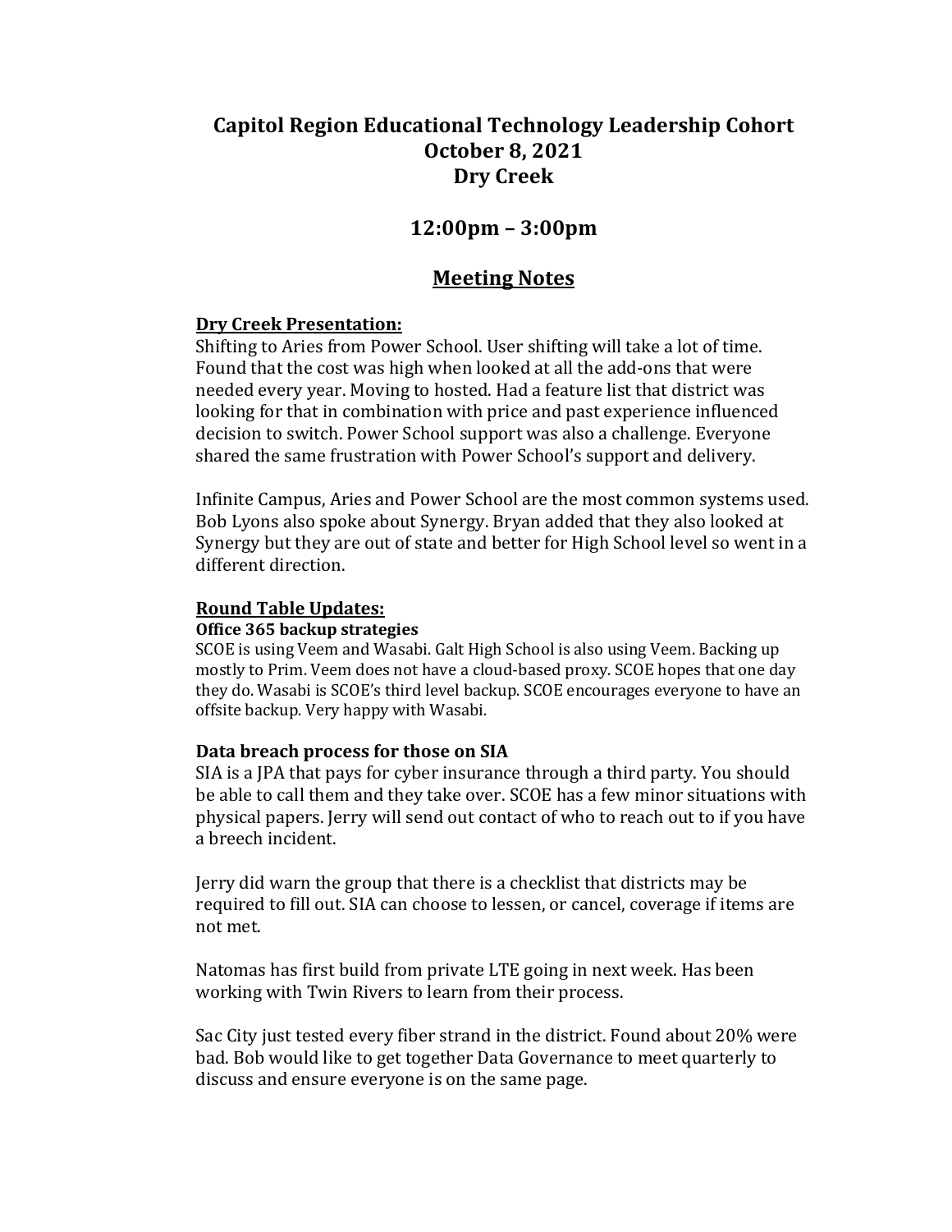# Capitol Region Educational Technology Leadership Cohort
# October 8, 2021
# Dry Creek

## 12:00pm – 3:00pm

## Meeting Notes

### Dry Creek Presentation:

Shifting to Aries from Power School. User shifting will take a lot of time. Found that the cost was high when looked at all the add-ons that were needed every year. Moving to hosted. Had a feature list that district was looking for that in combination with price and past experience influenced decision to switch. Power School support was also a challenge. Everyone shared the same frustration with Power School's support and delivery.

Infinite Campus, Aries and Power School are the most common systems used. Bob Lyons also spoke about Synergy. Bryan added that they also looked at Synergy but they are out of state and better for High School level so went in a different direction.

### Round Table Updates:

#### Office 365 backup strategies

SCOE is using Veem and Wasabi. Galt High School is also using Veem. Backing up mostly to Prim. Veem does not have a cloud-based proxy. SCOE hopes that one day they do. Wasabi is SCOE's third level backup. SCOE encourages everyone to have an offsite backup. Very happy with Wasabi.

#### Data breach process for those on SIA

SIA is a JPA that pays for cyber insurance through a third party. You should be able to call them and they take over. SCOE has a few minor situations with physical papers. Jerry will send out contact of who to reach out to if you have a breech incident.

Jerry did warn the group that there is a checklist that districts may be required to fill out. SIA can choose to lessen, or cancel, coverage if items are not met.

Natomas has first build from private LTE going in next week. Has been working with Twin Rivers to learn from their process.

Sac City just tested every fiber strand in the district. Found about 20% were bad. Bob would like to get together Data Governance to meet quarterly to discuss and ensure everyone is on the same page.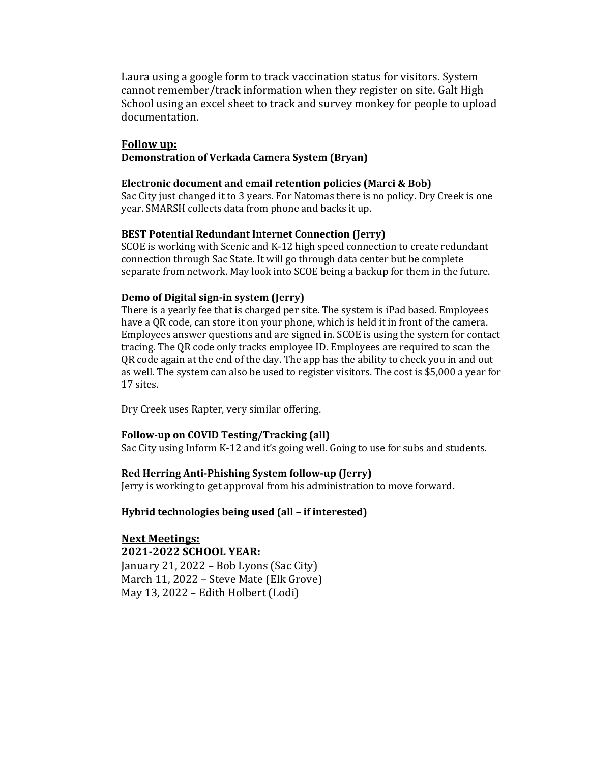Laura using a google form to track vaccination status for visitors. System cannot remember/track information when they register on site. Galt High School using an excel sheet to track and survey monkey for people to upload documentation.

## Follow up:

**Demonstration of Verkada Camera System (Bryan)**

**Electronic document and email retention policies (Marci & Bob)**
Sac City just changed it to 3 years. For Natomas there is no policy. Dry Creek is one year. SMARSH collects data from phone and backs it up.

**BEST Potential Redundant Internet Connection (Jerry)**
SCOE is working with Scenic and K-12 high speed connection to create redundant connection through Sac State. It will go through data center but be complete separate from network. May look into SCOE being a backup for them in the future.

**Demo of Digital sign-in system (Jerry)**
There is a yearly fee that is charged per site. The system is iPad based. Employees have a QR code, can store it on your phone, which is held it in front of the camera. Employees answer questions and are signed in. SCOE is using the system for contact tracing. The QR code only tracks employee ID. Employees are required to scan the QR code again at the end of the day. The app has the ability to check you in and out as well. The system can also be used to register visitors. The cost is $5,000 a year for 17 sites.

Dry Creek uses Rapter, very similar offering.

**Follow-up on COVID Testing/Tracking (all)**
Sac City using Inform K-12 and it's going well. Going to use for subs and students.

**Red Herring Anti-Phishing System follow-up (Jerry)**
Jerry is working to get approval from his administration to move forward.

**Hybrid technologies being used (all – if interested)**

## Next Meetings:

**2021-2022 SCHOOL YEAR:**

January 21, 2022 – Bob Lyons (Sac City)
March 11, 2022 – Steve Mate (Elk Grove)
May 13, 2022 – Edith Holbert (Lodi)